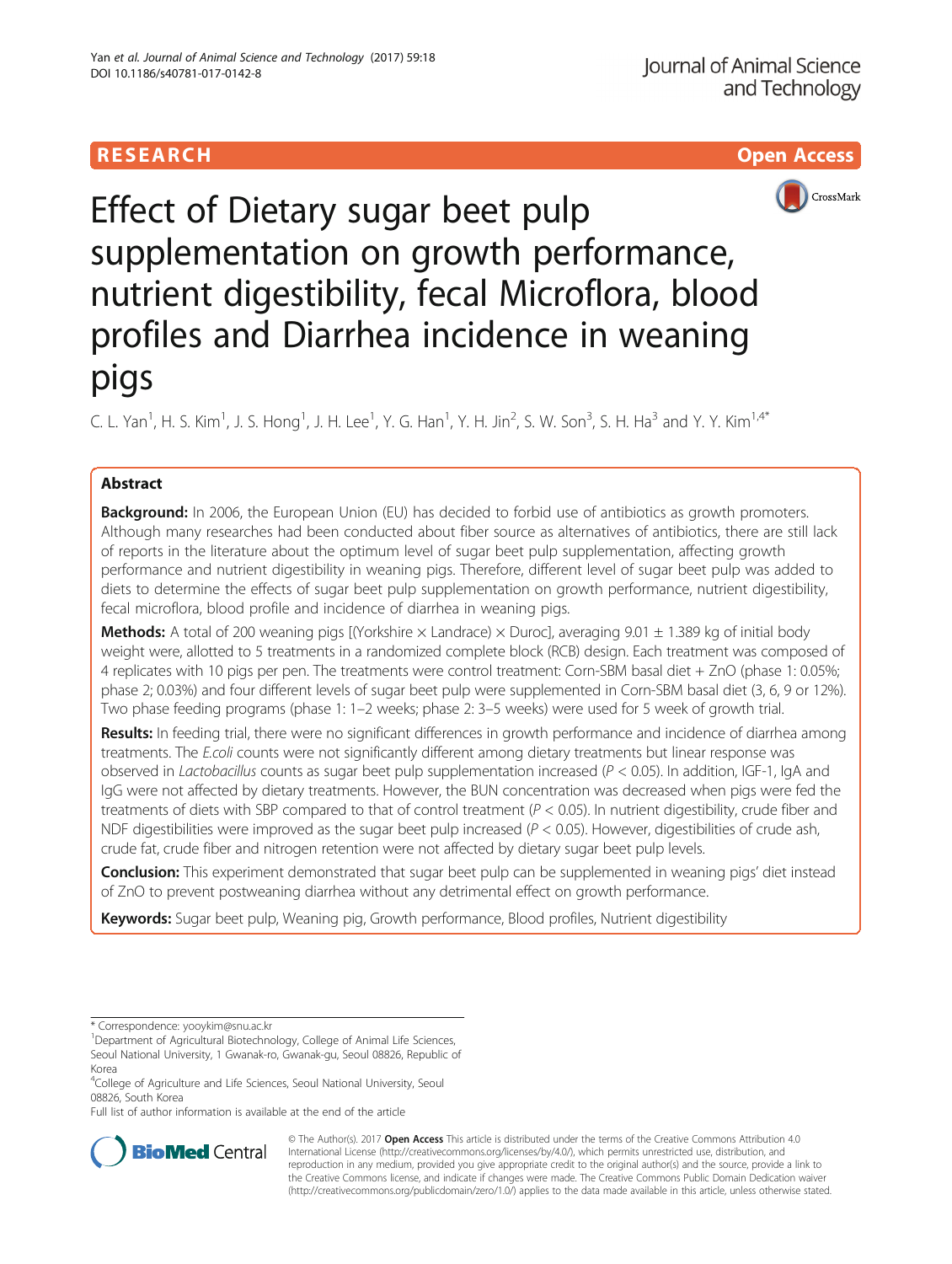**RESEARCH** **Open Access**

# Effect of Dietary sugar beet pulp supplementation on growth performance, nutrient digestibility, fecal Microflora, blood profiles and Diarrhea incidence in weaning pigs

C. L. Yan[1], H. S. Kim[1], J. S. Hong[1], J. H. Lee[1], Y. G. Han[1], Y. H. Jin[2], S. W. Son[3], S. H. Ha[3] and Y. Y. Kim[1,4*]

## Abstract

**Background:** In 2006, the European Union (EU) has decided to forbid use of antibiotics as growth promoters. Although many researches had been conducted about fiber source as alternatives of antibiotics, there are still lack of reports in the literature about the optimum level of sugar beet pulp supplementation, affecting growth performance and nutrient digestibility in weaning pigs. Therefore, different level of sugar beet pulp was added to diets to determine the effects of sugar beet pulp supplementation on growth performance, nutrient digestibility, fecal microflora, blood profile and incidence of diarrhea in weaning pigs.

**Methods:** A total of 200 weaning pigs [(Yorkshire × Landrace) × Duroc], averaging 9.01 ± 1.389 kg of initial body weight were, allotted to 5 treatments in a randomized complete block (RCB) design. Each treatment was composed of 4 replicates with 10 pigs per pen. The treatments were control treatment: Corn-SBM basal diet + ZnO (phase 1: 0.05%; phase 2; 0.03%) and four different levels of sugar beet pulp were supplemented in Corn-SBM basal diet (3, 6, 9 or 12%). Two phase feeding programs (phase 1: 1–2 weeks; phase 2: 3–5 weeks) were used for 5 week of growth trial.

**Results:** In feeding trial, there were no significant differences in growth performance and incidence of diarrhea among treatments. The *E.coli* counts were not significantly different among dietary treatments but linear response was observed in *Lactobacillus* counts as sugar beet pulp supplementation increased ($P < 0.05$). In addition, IGF-1, IgA and IgG were not affected by dietary treatments. However, the BUN concentration was decreased when pigs were fed the treatments of diets with SBP compared to that of control treatment ($P < 0.05$). In nutrient digestibility, crude fiber and NDF digestibilities were improved as the sugar beet pulp increased ($P < 0.05$). However, digestibilities of crude ash, crude fat, crude fiber and nitrogen retention were not affected by dietary sugar beet pulp levels.

**Conclusion:** This experiment demonstrated that sugar beet pulp can be supplemented in weaning pigs' diet instead of ZnO to prevent postweaning diarrhea without any detrimental effect on growth performance.

**Keywords:** Sugar beet pulp, Weaning pig, Growth performance, Blood profiles, Nutrient digestibility

---

\* Correspondence: yooykim@snu.ac.kr

[1]Department of Agricultural Biotechnology, College of Animal Life Sciences, Seoul National University, 1 Gwanak-ro, Gwanak-gu, Seoul 08826, Republic of Korea

[4]College of Agriculture and Life Sciences, Seoul National University, Seoul 08826, South Korea

Full list of author information is available at the end of the article

© The Author(s). 2017 **Open Access** This article is distributed under the terms of the Creative Commons Attribution 4.0 International License (http://creativecommons.org/licenses/by/4.0/), which permits unrestricted use, distribution, and reproduction in any medium, provided you give appropriate credit to the original author(s) and the source, provide a link to the Creative Commons license, and indicate if changes were made. The Creative Commons Public Domain Dedication waiver (http://creativecommons.org/publicdomain/zero/1.0/) applies to the data made available in this article, unless otherwise stated.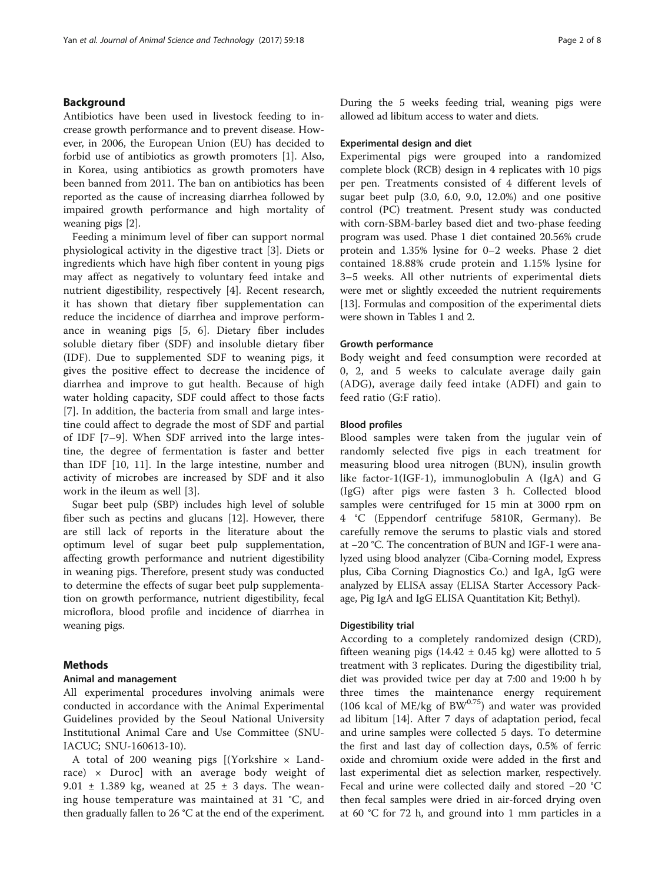## Background

Antibiotics have been used in livestock feeding to increase growth performance and to prevent disease. However, in 2006, the European Union (EU) has decided to forbid use of antibiotics as growth promoters [1]. Also, in Korea, using antibiotics as growth promoters have been banned from 2011. The ban on antibiotics has been reported as the cause of increasing diarrhea followed by impaired growth performance and high mortality of weaning pigs [2].

Feeding a minimum level of fiber can support normal physiological activity in the digestive tract [3]. Diets or ingredients which have high fiber content in young pigs may affect as negatively to voluntary feed intake and nutrient digestibility, respectively [4]. Recent research, it has shown that dietary fiber supplementation can reduce the incidence of diarrhea and improve performance in weaning pigs [5, 6]. Dietary fiber includes soluble dietary fiber (SDF) and insoluble dietary fiber (IDF). Due to supplemented SDF to weaning pigs, it gives the positive effect to decrease the incidence of diarrhea and improve to gut health. Because of high water holding capacity, SDF could affect to those facts [7]. In addition, the bacteria from small and large intestine could affect to degrade the most of SDF and partial of IDF [7–9]. When SDF arrived into the large intestine, the degree of fermentation is faster and better than IDF [10, 11]. In the large intestine, number and activity of microbes are increased by SDF and it also work in the ileum as well [3].

Sugar beet pulp (SBP) includes high level of soluble fiber such as pectins and glucans [12]. However, there are still lack of reports in the literature about the optimum level of sugar beet pulp supplementation, affecting growth performance and nutrient digestibility in weaning pigs. Therefore, present study was conducted to determine the effects of sugar beet pulp supplementation on growth performance, nutrient digestibility, fecal microflora, blood profile and incidence of diarrhea in weaning pigs.

## Methods

### Animal and management

All experimental procedures involving animals were conducted in accordance with the Animal Experimental Guidelines provided by the Seoul National University Institutional Animal Care and Use Committee (SNU-IACUC; SNU-160613-10).

A total of 200 weaning pigs [(Yorkshire × Landrace) × Duroc] with an average body weight of 9.01 ± 1.389 kg, weaned at 25 ± 3 days. The weaning house temperature was maintained at 31 °C, and then gradually fallen to 26 °C at the end of the experiment. During the 5 weeks feeding trial, weaning pigs were allowed ad libitum access to water and diets.

### Experimental design and diet

Experimental pigs were grouped into a randomized complete block (RCB) design in 4 replicates with 10 pigs per pen. Treatments consisted of 4 different levels of sugar beet pulp (3.0, 6.0, 9.0, 12.0%) and one positive control (PC) treatment. Present study was conducted with corn-SBM-barley based diet and two-phase feeding program was used. Phase 1 diet contained 20.56% crude protein and 1.35% lysine for 0–2 weeks. Phase 2 diet contained 18.88% crude protein and 1.15% lysine for 3–5 weeks. All other nutrients of experimental diets were met or slightly exceeded the nutrient requirements [13]. Formulas and composition of the experimental diets were shown in Tables 1 and 2.

### Growth performance

Body weight and feed consumption were recorded at 0, 2, and 5 weeks to calculate average daily gain (ADG), average daily feed intake (ADFI) and gain to feed ratio (G:F ratio).

### Blood profiles

Blood samples were taken from the jugular vein of randomly selected five pigs in each treatment for measuring blood urea nitrogen (BUN), insulin growth like factor-1(IGF-1), immunoglobulin A (IgA) and G (IgG) after pigs were fasten 3 h. Collected blood samples were centrifuged for 15 min at 3000 rpm on 4 °C (Eppendorf centrifuge 5810R, Germany). Be carefully remove the serums to plastic vials and stored at −20 °C. The concentration of BUN and IGF-1 were analyzed using blood analyzer (Ciba-Corning model, Express plus, Ciba Corning Diagnostics Co.) and IgA, IgG were analyzed by ELISA assay (ELISA Starter Accessory Package, Pig IgA and IgG ELISA Quantitation Kit; Bethyl).

### Digestibility trial

According to a completely randomized design (CRD), fifteen weaning pigs (14.42 ± 0.45 kg) were allotted to 5 treatment with 3 replicates. During the digestibility trial, diet was provided twice per day at 7:00 and 19:00 h by three times the maintenance energy requirement (106 kcal of ME/kg of $BW^{0.75}$) and water was provided ad libitum [14]. After 7 days of adaptation period, fecal and urine samples were collected 5 days. To determine the first and last day of collection days, 0.5% of ferric oxide and chromium oxide were added in the first and last experimental diet as selection marker, respectively. Fecal and urine were collected daily and stored −20 °C then fecal samples were dried in air-forced drying oven at 60 °C for 72 h, and ground into 1 mm particles in a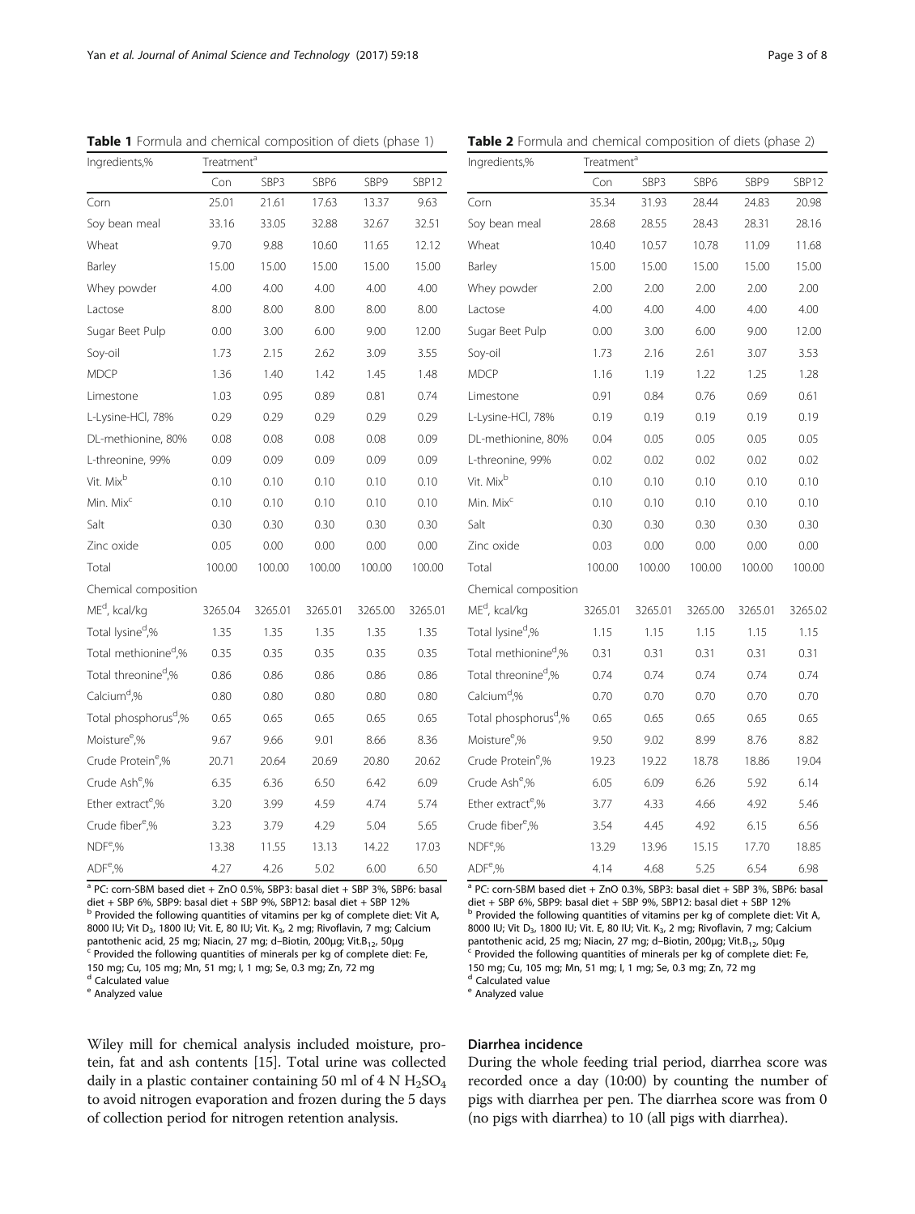**Table 1** Formula and chemical composition of diets (phase 1)

| Ingredients,% | Treatment[a] | | | | |
|---|---|---|---|---|---|
| | Con | SBP3 | SBP6 | SBP9 | SBP12 |
| Corn | 25.01 | 21.61 | 17.63 | 13.37 | 9.63 |
| Soy bean meal | 33.16 | 33.05 | 32.88 | 32.67 | 32.51 |
| Wheat | 9.70 | 9.88 | 10.60 | 11.65 | 12.12 |
| Barley | 15.00 | 15.00 | 15.00 | 15.00 | 15.00 |
| Whey powder | 4.00 | 4.00 | 4.00 | 4.00 | 4.00 |
| Lactose | 8.00 | 8.00 | 8.00 | 8.00 | 8.00 |
| Sugar Beet Pulp | 0.00 | 3.00 | 6.00 | 9.00 | 12.00 |
| Soy-oil | 1.73 | 2.15 | 2.62 | 3.09 | 3.55 |
| MDCP | 1.36 | 1.40 | 1.42 | 1.45 | 1.48 |
| Limestone | 1.03 | 0.95 | 0.89 | 0.81 | 0.74 |
| L-Lysine-HCl, 78% | 0.29 | 0.29 | 0.29 | 0.29 | 0.29 |
| DL-methionine, 80% | 0.08 | 0.08 | 0.08 | 0.08 | 0.09 |
| L-threonine, 99% | 0.09 | 0.09 | 0.09 | 0.09 | 0.09 |
| Vit. Mix[b] | 0.10 | 0.10 | 0.10 | 0.10 | 0.10 |
| Min. Mix[c] | 0.10 | 0.10 | 0.10 | 0.10 | 0.10 |
| Salt | 0.30 | 0.30 | 0.30 | 0.30 | 0.30 |
| Zinc oxide | 0.05 | 0.00 | 0.00 | 0.00 | 0.00 |
| Total | 100.00 | 100.00 | 100.00 | 100.00 | 100.00 |
| Chemical composition | | | | | |
| ME[d], kcal/kg | 3265.04 | 3265.01 | 3265.01 | 3265.00 | 3265.01 |
| Total lysine[d],% | 1.35 | 1.35 | 1.35 | 1.35 | 1.35 |
| Total methionine[d],% | 0.35 | 0.35 | 0.35 | 0.35 | 0.35 |
| Total threonine[d],% | 0.86 | 0.86 | 0.86 | 0.86 | 0.86 |
| Calcium[d],% | 0.80 | 0.80 | 0.80 | 0.80 | 0.80 |
| Total phosphorus[d],% | 0.65 | 0.65 | 0.65 | 0.65 | 0.65 |
| Moisture[e],% | 9.67 | 9.66 | 9.01 | 8.66 | 8.36 |
| Crude Protein[e],% | 20.71 | 20.64 | 20.69 | 20.80 | 20.62 |
| Crude Ash[e],% | 6.35 | 6.36 | 6.50 | 6.42 | 6.09 |
| Ether extract[e],% | 3.20 | 3.99 | 4.59 | 4.74 | 5.74 |
| Crude fiber[e],% | 3.23 | 3.79 | 4.29 | 5.04 | 5.65 |
| NDF[e],% | 13.38 | 11.55 | 13.13 | 14.22 | 17.03 |
| ADF[e],% | 4.27 | 4.26 | 5.02 | 6.00 | 6.50 |

[a] PC: corn-SBM based diet + ZnO 0.5%, SBP3: basal diet + SBP 3%, SBP6: basal diet + SBP 6%, SBP9: basal diet + SBP 9%, SBP12: basal diet + SBP 12%
[b] Provided the following quantities of vitamins per kg of complete diet: Vit A, 8000 IU; Vit $D_3$, 1800 IU; Vit. E, 80 IU; Vit. $K_3$, 2 mg; Rivoflavin, 7 mg; Calcium pantothenic acid, 25 mg; Niacin, 27 mg; d–Biotin, 200μg; Vit.$B_{12}$, 50μg
[c] Provided the following quantities of minerals per kg of complete diet: Fe, 150 mg; Cu, 105 mg; Mn, 51 mg; I, 1 mg; Se, 0.3 mg; Zn, 72 mg
[d] Calculated value
[e] Analyzed value

**Table 2** Formula and chemical composition of diets (phase 2)

| Ingredients,% | Treatment[a] | | | | |
|---|---|---|---|---|---|
| | Con | SBP3 | SBP6 | SBP9 | SBP12 |
| Corn | 35.34 | 31.93 | 28.44 | 24.83 | 20.98 |
| Soy bean meal | 28.68 | 28.55 | 28.43 | 28.31 | 28.16 |
| Wheat | 10.40 | 10.57 | 10.78 | 11.09 | 11.68 |
| Barley | 15.00 | 15.00 | 15.00 | 15.00 | 15.00 |
| Whey powder | 2.00 | 2.00 | 2.00 | 2.00 | 2.00 |
| Lactose | 4.00 | 4.00 | 4.00 | 4.00 | 4.00 |
| Sugar Beet Pulp | 0.00 | 3.00 | 6.00 | 9.00 | 12.00 |
| Soy-oil | 1.73 | 2.16 | 2.61 | 3.07 | 3.53 |
| MDCP | 1.16 | 1.19 | 1.22 | 1.25 | 1.28 |
| Limestone | 0.91 | 0.84 | 0.76 | 0.69 | 0.61 |
| L-Lysine-HCl, 78% | 0.19 | 0.19 | 0.19 | 0.19 | 0.19 |
| DL-methionine, 80% | 0.04 | 0.05 | 0.05 | 0.05 | 0.05 |
| L-threonine, 99% | 0.02 | 0.02 | 0.02 | 0.02 | 0.02 |
| Vit. Mix[b] | 0.10 | 0.10 | 0.10 | 0.10 | 0.10 |
| Min. Mix[c] | 0.10 | 0.10 | 0.10 | 0.10 | 0.10 |
| Salt | 0.30 | 0.30 | 0.30 | 0.30 | 0.30 |
| Zinc oxide | 0.03 | 0.00 | 0.00 | 0.00 | 0.00 |
| Total | 100.00 | 100.00 | 100.00 | 100.00 | 100.00 |
| Chemical composition | | | | | |
| ME[d], kcal/kg | 3265.01 | 3265.01 | 3265.00 | 3265.01 | 3265.02 |
| Total lysine[d],% | 1.15 | 1.15 | 1.15 | 1.15 | 1.15 |
| Total methionine[d],% | 0.31 | 0.31 | 0.31 | 0.31 | 0.31 |
| Total threonine[d],% | 0.74 | 0.74 | 0.74 | 0.74 | 0.74 |
| Calcium[d],% | 0.70 | 0.70 | 0.70 | 0.70 | 0.70 |
| Total phosphorus[d],% | 0.65 | 0.65 | 0.65 | 0.65 | 0.65 |
| Moisture[e],% | 9.50 | 9.02 | 8.99 | 8.76 | 8.82 |
| Crude Protein[e],% | 19.23 | 19.22 | 18.78 | 18.86 | 19.04 |
| Crude Ash[e],% | 6.05 | 6.09 | 6.26 | 5.92 | 6.14 |
| Ether extract[e],% | 3.77 | 4.33 | 4.66 | 4.92 | 5.46 |
| Crude fiber[e],% | 3.54 | 4.45 | 4.92 | 6.15 | 6.56 |
| NDF[e],% | 13.29 | 13.96 | 15.15 | 17.70 | 18.85 |
| ADF[e],% | 4.14 | 4.68 | 5.25 | 6.54 | 6.98 |

[a] PC: corn-SBM based diet + ZnO 0.3%, SBP3: basal diet + SBP 3%, SBP6: basal diet + SBP 6%, SBP9: basal diet + SBP 9%, SBP12: basal diet + SBP 12%
[b] Provided the following quantities of vitamins per kg of complete diet: Vit A, 8000 IU; Vit $D_3$, 1800 IU; Vit. E, 80 IU; Vit. $K_3$, 2 mg; Rivoflavin, 7 mg; Calcium pantothenic acid, 25 mg; Niacin, 27 mg; d–Biotin, 200μg; Vit.$B_{12}$, 50μg
[c] Provided the following quantities of minerals per kg of complete diet: Fe, 150 mg; Cu, 105 mg; Mn, 51 mg; I, 1 mg; Se, 0.3 mg; Zn, 72 mg
[d] Calculated value
[e] Analyzed value

Wiley mill for chemical analysis included moisture, protein, fat and ash contents [15]. Total urine was collected daily in a plastic container containing 50 ml of 4 N $H_2SO_4$ to avoid nitrogen evaporation and frozen during the 5 days of collection period for nitrogen retention analysis.

### Diarrhea incidence

During the whole feeding trial period, diarrhea score was recorded once a day (10:00) by counting the number of pigs with diarrhea per pen. The diarrhea score was from 0 (no pigs with diarrhea) to 10 (all pigs with diarrhea).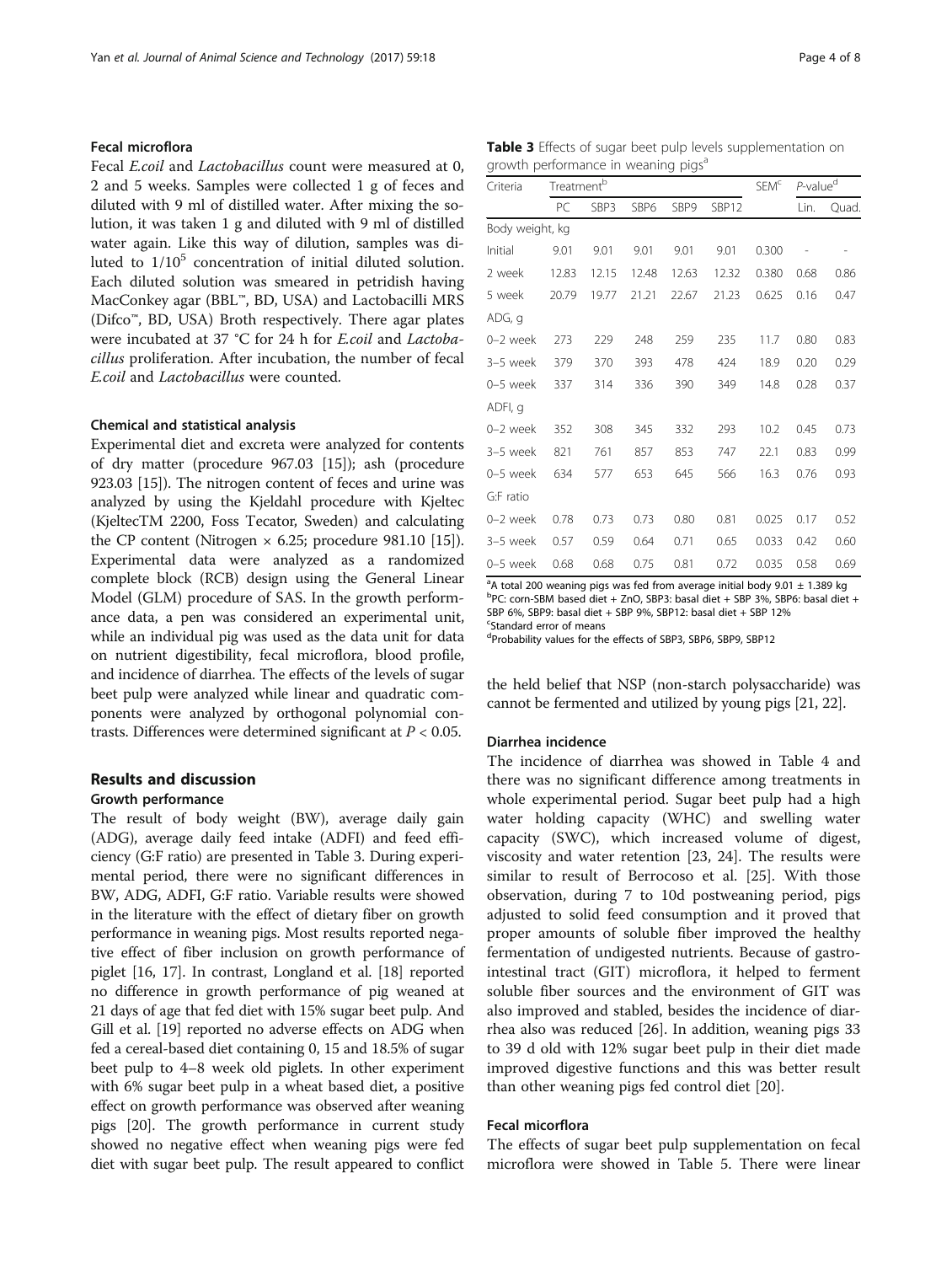### Fecal microflora

Fecal *E.coil* and *Lactobacillus* count were measured at 0, 2 and 5 weeks. Samples were collected 1 g of feces and diluted with 9 ml of distilled water. After mixing the solution, it was taken 1 g and diluted with 9 ml of distilled water again. Like this way of dilution, samples was diluted to $1/10^5$ concentration of initial diluted solution. Each diluted solution was smeared in petridish having MacConkey agar (BBL™, BD, USA) and Lactobacilli MRS (Difco™, BD, USA) Broth respectively. There agar plates were incubated at 37 °C for 24 h for *E.coil* and *Lactobacillus* proliferation. After incubation, the number of fecal *E.coil* and *Lactobacillus* were counted.

### Chemical and statistical analysis

Experimental diet and excreta were analyzed for contents of dry matter (procedure 967.03 [15]); ash (procedure 923.03 [15]). The nitrogen content of feces and urine was analyzed by using the Kjeldahl procedure with Kjeltec (KjeltecTM 2200, Foss Tecator, Sweden) and calculating the CP content (Nitrogen × 6.25; procedure 981.10 [15]). Experimental data were analyzed as a randomized complete block (RCB) design using the General Linear Model (GLM) procedure of SAS. In the growth performance data, a pen was considered an experimental unit, while an individual pig was used as the data unit for data on nutrient digestibility, fecal microflora, blood profile, and incidence of diarrhea. The effects of the levels of sugar beet pulp were analyzed while linear and quadratic components were analyzed by orthogonal polynomial contrasts. Differences were determined significant at $P < 0.05$.

## Results and discussion

### Growth performance

The result of body weight (BW), average daily gain (ADG), average daily feed intake (ADFI) and feed efficiency (G:F ratio) are presented in Table 3. During experimental period, there were no significant differences in BW, ADG, ADFI, G:F ratio. Variable results were showed in the literature with the effect of dietary fiber on growth performance in weaning pigs. Most results reported negative effect of fiber inclusion on growth performance of piglet [16, 17]. In contrast, Longland et al. [18] reported no difference in growth performance of pig weaned at 21 days of age that fed diet with 15% sugar beet pulp. And Gill et al. [19] reported no adverse effects on ADG when fed a cereal-based diet containing 0, 15 and 18.5% of sugar beet pulp to 4–8 week old piglets. In other experiment with 6% sugar beet pulp in a wheat based diet, a positive effect on growth performance was observed after weaning pigs [20]. The growth performance in current study showed no negative effect when weaning pigs were fed diet with sugar beet pulp. The result appeared to conflict the held belief that NSP (non-starch polysaccharide) was cannot be fermented and utilized by young pigs [21, 22].

**Table 3** Effects of sugar beet pulp levels supplementation on growth performance in weaning pigs[a]

| Criteria | Treatment[b] | | | | | SEM[c] | P-value[d] | |
|---|---|---|---|---|---|---|---|---|
| | PC | SBP3 | SBP6 | SBP9 | SBP12 | | Lin. | Quad. |
| Body weight, kg | | | | | | | | |
| Initial | 9.01 | 9.01 | 9.01 | 9.01 | 9.01 | 0.300 | - | - |
| 2 week | 12.83 | 12.15 | 12.48 | 12.63 | 12.32 | 0.380 | 0.68 | 0.86 |
| 5 week | 20.79 | 19.77 | 21.21 | 22.67 | 21.23 | 0.625 | 0.16 | 0.47 |
| ADG, g | | | | | | | | |
| 0–2 week | 273 | 229 | 248 | 259 | 235 | 11.7 | 0.80 | 0.83 |
| 3–5 week | 379 | 370 | 393 | 478 | 424 | 18.9 | 0.20 | 0.29 |
| 0–5 week | 337 | 314 | 336 | 390 | 349 | 14.8 | 0.28 | 0.37 |
| ADFI, g | | | | | | | | |
| 0–2 week | 352 | 308 | 345 | 332 | 293 | 10.2 | 0.45 | 0.73 |
| 3–5 week | 821 | 761 | 857 | 853 | 747 | 22.1 | 0.83 | 0.99 |
| 0–5 week | 634 | 577 | 653 | 645 | 566 | 16.3 | 0.76 | 0.93 |
| G:F ratio | | | | | | | | |
| 0–2 week | 0.78 | 0.73 | 0.73 | 0.80 | 0.81 | 0.025 | 0.17 | 0.52 |
| 3–5 week | 0.57 | 0.59 | 0.64 | 0.71 | 0.65 | 0.033 | 0.42 | 0.60 |
| 0–5 week | 0.68 | 0.68 | 0.75 | 0.81 | 0.72 | 0.035 | 0.58 | 0.69 |

[a]A total 200 weaning pigs was fed from average initial body 9.01 ± 1.389 kg
[b]PC: corn-SBM based diet + ZnO, SBP3: basal diet + SBP 3%, SBP6: basal diet + SBP 6%, SBP9: basal diet + SBP 9%, SBP12: basal diet + SBP 12%
[c]Standard error of means
[d]Probability values for the effects of SBP3, SBP6, SBP9, SBP12

### Diarrhea incidence

The incidence of diarrhea was showed in Table 4 and there was no significant difference among treatments in whole experimental period. Sugar beet pulp had a high water holding capacity (WHC) and swelling water capacity (SWC), which increased volume of digest, viscosity and water retention [23, 24]. The results were similar to result of Berrocoso et al. [25]. With those observation, during 7 to 10d postweaning period, pigs adjusted to solid feed consumption and it proved that proper amounts of soluble fiber improved the healthy fermentation of undigested nutrients. Because of gastrointestinal tract (GIT) microflora, it helped to ferment soluble fiber sources and the environment of GIT was also improved and stabled, besides the incidence of diarrhea also was reduced [26]. In addition, weaning pigs 33 to 39 d old with 12% sugar beet pulp in their diet made improved digestive functions and this was better result than other weaning pigs fed control diet [20].

### Fecal micorflora

The effects of sugar beet pulp supplementation on fecal microflora were showed in Table 5. There were linear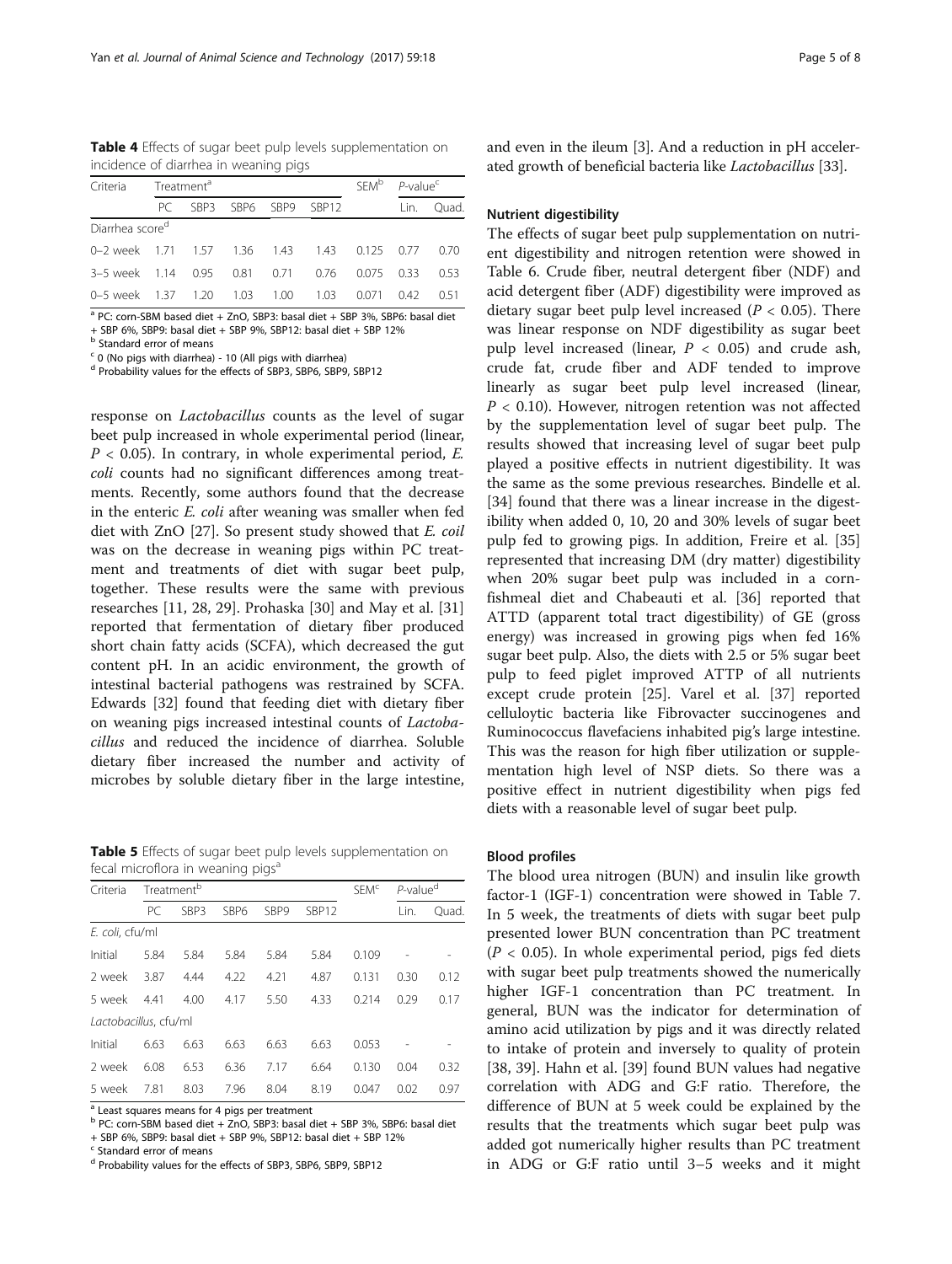**Table 4** Effects of sugar beet pulp levels supplementation on incidence of diarrhea in weaning pigs

| Criteria | Treatment[a] | | | | | SEM[b] | P-value[c] | |
|---|---|---|---|---|---|---|---|---|
| | PC | SBP3 | SBP6 | SBP9 | SBP12 | | Lin. | Quad. |
| Diarrhea score[d] | | | | | | | | |
| 0–2 week | 1.71 | 1.57 | 1.36 | 1.43 | 1.43 | 0.125 | 0.77 | 0.70 |
| 3–5 week | 1.14 | 0.95 | 0.81 | 0.71 | 0.76 | 0.075 | 0.33 | 0.53 |
| 0–5 week | 1.37 | 1.20 | 1.03 | 1.00 | 1.03 | 0.071 | 0.42 | 0.51 |

[a] PC: corn-SBM based diet + ZnO, SBP3: basal diet + SBP 3%, SBP6: basal diet + SBP 6%, SBP9: basal diet + SBP 9%, SBP12: basal diet + SBP 12%
[b] Standard error of means
[c] 0 (No pigs with diarrhea) - 10 (All pigs with diarrhea)
[d] Probability values for the effects of SBP3, SBP6, SBP9, SBP12

response on *Lactobacillus* counts as the level of sugar beet pulp increased in whole experimental period (linear, $P < 0.05$). In contrary, in whole experimental period, *E. coli* counts had no significant differences among treatments. Recently, some authors found that the decrease in the enteric *E. coli* after weaning was smaller when fed diet with ZnO [27]. So present study showed that *E. coil* was on the decrease in weaning pigs within PC treatment and treatments of diet with sugar beet pulp, together. These results were the same with previous researches [11, 28, 29]. Prohaska [30] and May et al. [31] reported that fermentation of dietary fiber produced short chain fatty acids (SCFA), which decreased the gut content pH. In an acidic environment, the growth of intestinal bacterial pathogens was restrained by SCFA. Edwards [32] found that feeding diet with dietary fiber on weaning pigs increased intestinal counts of *Lactobacillus* and reduced the incidence of diarrhea. Soluble dietary fiber increased the number and activity of microbes by soluble dietary fiber in the large intestine, and even in the ileum [3]. And a reduction in pH accelerated growth of beneficial bacteria like *Lactobacillus* [33].

**Table 5** Effects of sugar beet pulp levels supplementation on fecal microflora in weaning pigs[a]

| Criteria | Treatment[b] | | | | | SEM[c] | P-value[d] | |
|---|---|---|---|---|---|---|---|---|
| | PC | SBP3 | SBP6 | SBP9 | SBP12 | | Lin. | Quad. |
| *E. coli*, cfu/ml | | | | | | | | |
| Initial | 5.84 | 5.84 | 5.84 | 5.84 | 5.84 | 0.109 | - | - |
| 2 week | 3.87 | 4.44 | 4.22 | 4.21 | 4.87 | 0.131 | 0.30 | 0.12 |
| 5 week | 4.41 | 4.00 | 4.17 | 5.50 | 4.33 | 0.214 | 0.29 | 0.17 |
| *Lactobacillus*, cfu/ml | | | | | | | | |
| Initial | 6.63 | 6.63 | 6.63 | 6.63 | 6.63 | 0.053 | - | - |
| 2 week | 6.08 | 6.53 | 6.36 | 7.17 | 6.64 | 0.130 | 0.04 | 0.32 |
| 5 week | 7.81 | 8.03 | 7.96 | 8.04 | 8.19 | 0.047 | 0.02 | 0.97 |

[a] Least squares means for 4 pigs per treatment
[b] PC: corn-SBM based diet + ZnO, SBP3: basal diet + SBP 3%, SBP6: basal diet + SBP 6%, SBP9: basal diet + SBP 9%, SBP12: basal diet + SBP 12%
[c] Standard error of means
[d] Probability values for the effects of SBP3, SBP6, SBP9, SBP12

### Nutrient digestibility

The effects of sugar beet pulp supplementation on nutrient digestibility and nitrogen retention were showed in Table 6. Crude fiber, neutral detergent fiber (NDF) and acid detergent fiber (ADF) digestibility were improved as dietary sugar beet pulp level increased ($P < 0.05$). There was linear response on NDF digestibility as sugar beet pulp level increased (linear, $P < 0.05$) and crude ash, crude fat, crude fiber and ADF tended to improve linearly as sugar beet pulp level increased (linear, $P < 0.10$). However, nitrogen retention was not affected by the supplementation level of sugar beet pulp. The results showed that increasing level of sugar beet pulp played a positive effects in nutrient digestibility. It was the same as the some previous researches. Bindelle et al. [34] found that there was a linear increase in the digestibility when added 0, 10, 20 and 30% levels of sugar beet pulp fed to growing pigs. In addition, Freire et al. [35] represented that increasing DM (dry matter) digestibility when 20% sugar beet pulp was included in a corn-fishmeal diet and Chabeauti et al. [36] reported that ATTD (apparent total tract digestibility) of GE (gross energy) was increased in growing pigs when fed 16% sugar beet pulp. Also, the diets with 2.5 or 5% sugar beet pulp to feed piglet improved ATTP of all nutrients except crude protein [25]. Varel et al. [37] reported celluloytic bacteria like Fibrovacter succinogenes and Ruminococcus flavefaciens inhabited pig's large intestine. This was the reason for high fiber utilization or supplementation high level of NSP diets. So there was a positive effect in nutrient digestibility when pigs fed diets with a reasonable level of sugar beet pulp.

### Blood profiles

The blood urea nitrogen (BUN) and insulin like growth factor-1 (IGF-1) concentration were showed in Table 7. In 5 week, the treatments of diets with sugar beet pulp presented lower BUN concentration than PC treatment ($P < 0.05$). In whole experimental period, pigs fed diets with sugar beet pulp treatments showed the numerically higher IGF-1 concentration than PC treatment. In general, BUN was the indicator for determination of amino acid utilization by pigs and it was directly related to intake of protein and inversely to quality of protein [38, 39]. Hahn et al. [39] found BUN values had negative correlation with ADG and G:F ratio. Therefore, the difference of BUN at 5 week could be explained by the results that the treatments which sugar beet pulp was added got numerically higher results than PC treatment in ADG or G:F ratio until 3–5 weeks and it might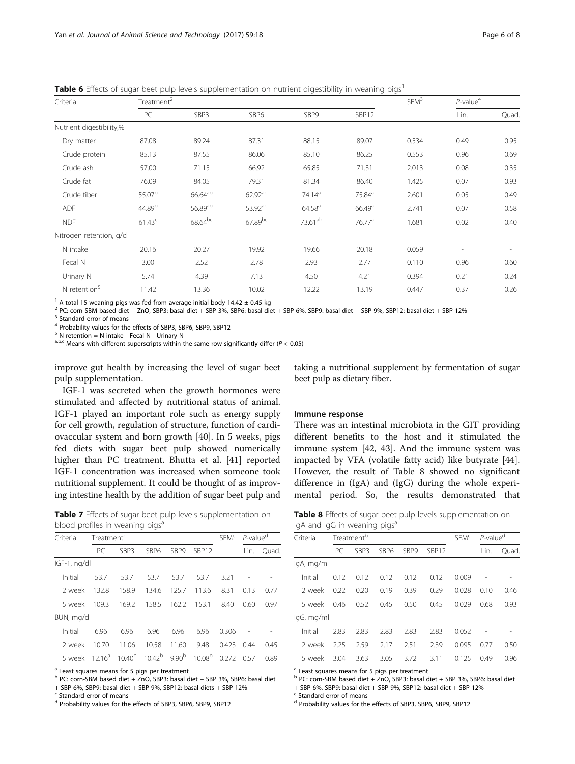**Table 6** Effects of sugar beet pulp levels supplementation on nutrient digestibility in weaning pigs[1]

| Criteria | Treatment[2] | | | | | SEM[3] | P-value[4] | |
|---|---|---|---|---|---|---|---|---|
| | PC | SBP3 | SBP6 | SBP9 | SBP12 | | Lin. | Quad. |
| Nutrient digestibility,% | | | | | | | | |
| Dry matter | 87.08 | 89.24 | 87.31 | 88.15 | 89.07 | 0.534 | 0.49 | 0.95 |
| Crude protein | 85.13 | 87.55 | 86.06 | 85.10 | 86.25 | 0.553 | 0.96 | 0.69 |
| Crude ash | 57.00 | 71.15 | 66.92 | 65.85 | 71.31 | 2.013 | 0.08 | 0.35 |
| Crude fat | 76.09 | 84.05 | 79.31 | 81.34 | 86.40 | 1.425 | 0.07 | 0.93 |
| Crude fiber | 55.07[b] | 66.64[ab] | 62.92[ab] | 74.14[a] | 75.84[a] | 2.601 | 0.05 | 0.49 |
| ADF | 44.89[b] | 56.89[ab] | 53.92[ab] | 64.58[a] | 66.49[a] | 2.741 | 0.07 | 0.58 |
| NDF | 61.43[c] | 68.64[bc] | 67.89[bc] | 73.61[ab] | 76.77[a] | 1.681 | 0.02 | 0.40 |
| Nitrogen retention, g/d | | | | | | | | |
| N intake | 20.16 | 20.27 | 19.92 | 19.66 | 20.18 | 0.059 | - | - |
| Fecal N | 3.00 | 2.52 | 2.78 | 2.93 | 2.77 | 0.110 | 0.96 | 0.60 |
| Urinary N | 5.74 | 4.39 | 7.13 | 4.50 | 4.21 | 0.394 | 0.21 | 0.24 |
| N retention[5] | 11.42 | 13.36 | 10.02 | 12.22 | 13.19 | 0.447 | 0.37 | 0.26 |

[1] A total 15 weaning pigs was fed from average initial body 14.42 ± 0.45 kg
[2] PC: corn-SBM based diet + ZnO, SBP3: basal diet + SBP 3%, SBP6: basal diet + SBP 6%, SBP9: basal diet + SBP 9%, SBP12: basal diet + SBP 12%
[3] Standard error of means
[4] Probability values for the effects of SBP3, SBP6, SBP9, SBP12
[5] N retention = N intake - Fecal N - Urinary N
[a,b,c] Means with different superscripts within the same row significantly differ ($P < 0.05$)

improve gut health by increasing the level of sugar beet pulp supplementation.

IGF-1 was secreted when the growth hormones were stimulated and affected by nutritional status of animal. IGF-1 played an important role such as energy supply for cell growth, regulation of structure, function of cardiovaccular system and born growth [40]. In 5 weeks, pigs fed diets with sugar beet pulp showed numerically higher than PC treatment. Bhutta et al. [41] reported IGF-1 concentration was increased when someone took nutritional supplement. It could be thought of as improving intestine health by the addition of sugar beet pulp and taking a nutritional supplement by fermentation of sugar beet pulp as dietary fiber.

**Table 7** Effects of sugar beet pulp levels supplementation on blood profiles in weaning pigs[a]

| Criteria | Treatment[b] | | | | | SEM[c] | P-value[d] | |
|---|---|---|---|---|---|---|---|---|
| | PC | SBP3 | SBP6 | SBP9 | SBP12 | | Lin. | Quad. |
| IGF-1, ng/dl | | | | | | | | |
| Initial | 53.7 | 53.7 | 53.7 | 53.7 | 53.7 | 3.21 | - | - |
| 2 week | 132.8 | 158.9 | 134.6 | 125.7 | 113.6 | 8.31 | 0.13 | 0.77 |
| 5 week | 109.3 | 169.2 | 158.5 | 162.2 | 153.1 | 8.40 | 0.60 | 0.97 |
| BUN, mg/dl | | | | | | | | |
| Initial | 6.96 | 6.96 | 6.96 | 6.96 | 6.96 | 0.306 | - | - |
| 2 week | 10.70 | 11.06 | 10.58 | 11.60 | 9.48 | 0.423 | 0.44 | 0.45 |
| 5 week | 12.16[a] | 10.40[b] | 10.42[b] | 9.90[b] | 10.08[b] | 0.272 | 0.57 | 0.89 |

[a] Least squares means for 5 pigs per treatment
[b] PC: corn-SBM based diet + ZnO, SBP3: basal diet + SBP 3%, SBP6: basal diet + SBP 6%, SBP9: basal diet + SBP 9%, SBP12: basal diets + SBP 12%
[c] Standard error of means
[d] Probability values for the effects of SBP3, SBP6, SBP9, SBP12

### Immune response

There was an intestinal microbiota in the GIT providing different benefits to the host and it stimulated the immune system [42, 43]. And the immune system was impacted by VFA (volatile fatty acid) like butyrate [44]. However, the result of Table 8 showed no significant difference in (IgA) and (IgG) during the whole experimental period. So, the results demonstrated that

**Table 8** Effects of sugar beet pulp levels supplementation on IgA and IgG in weaning pigs[a]

| Criteria | Treatment[b] | | | | | SEM[c] | P-value[d] | |
|---|---|---|---|---|---|---|---|---|
| | PC | SBP3 | SBP6 | SBP9 | SBP12 | | Lin. | Quad. |
| IgA, mg/ml | | | | | | | | |
| Initial | 0.12 | 0.12 | 0.12 | 0.12 | 0.12 | 0.009 | - | - |
| 2 week | 0.22 | 0.20 | 0.19 | 0.39 | 0.29 | 0.028 | 0.10 | 0.46 |
| 5 week | 0.46 | 0.52 | 0.45 | 0.50 | 0.45 | 0.029 | 0.68 | 0.93 |
| IgG, mg/ml | | | | | | | | |
| Initial | 2.83 | 2.83 | 2.83 | 2.83 | 2.83 | 0.052 | - | - |
| 2 week | 2.25 | 2.59 | 2.17 | 2.51 | 2.39 | 0.095 | 0.77 | 0.50 |
| 5 week | 3.04 | 3.63 | 3.05 | 3.72 | 3.11 | 0.125 | 0.49 | 0.96 |

[a] Least squares means for 5 pigs per treatment
[b] PC: corn-SBM based diet + ZnO, SBP3: basal diet + SBP 3%, SBP6: basal diet + SBP 6%, SBP9: basal diet + SBP 9%, SBP12: basal diet + SBP 12%
[c] Standard error of means
[d] Probability values for the effects of SBP3, SBP6, SBP9, SBP12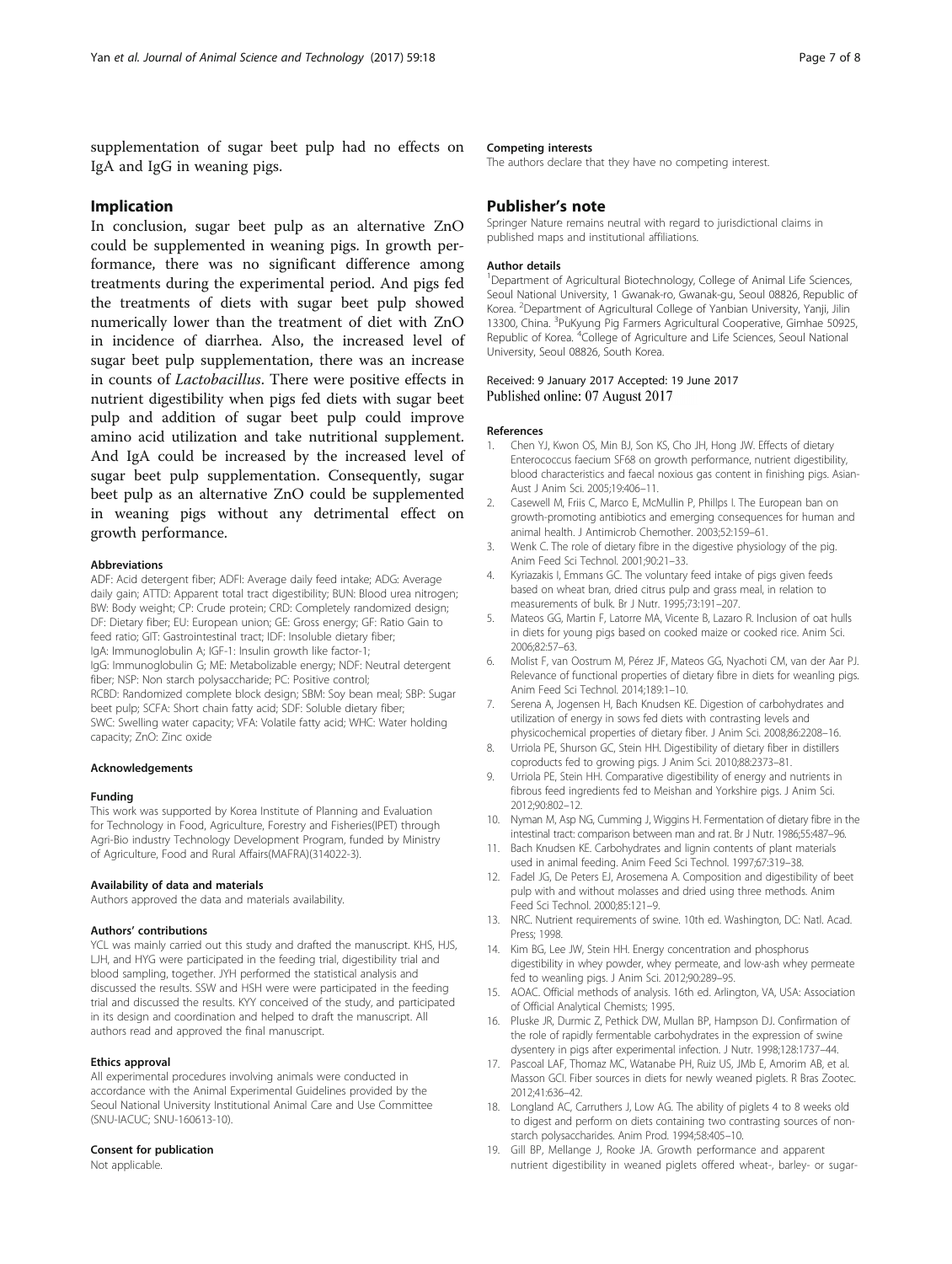supplementation of sugar beet pulp had no effects on IgA and IgG in weaning pigs.

## Implication

In conclusion, sugar beet pulp as an alternative ZnO could be supplemented in weaning pigs. In growth performance, there was no significant difference among treatments during the experimental period. And pigs fed the treatments of diets with sugar beet pulp showed numerically lower than the treatment of diet with ZnO in incidence of diarrhea. Also, the increased level of sugar beet pulp supplementation, there was an increase in counts of *Lactobacillus*. There were positive effects in nutrient digestibility when pigs fed diets with sugar beet pulp and addition of sugar beet pulp could improve amino acid utilization and take nutritional supplement. And IgA could be increased by the increased level of sugar beet pulp supplementation. Consequently, sugar beet pulp as an alternative ZnO could be supplemented in weaning pigs without any detrimental effect on growth performance.

#### Abbreviations

ADF: Acid detergent fiber; ADFI: Average daily feed intake; ADG: Average daily gain; ATTD: Apparent total tract digestibility; BUN: Blood urea nitrogen; BW: Body weight; CP: Crude protein; CRD: Completely randomized design; DF: Dietary fiber; EU: European union; GE: Gross energy; GF: Ratio Gain to feed ratio; GIT: Gastrointestinal tract; IDF: Insoluble dietary fiber; IgA: Immunoglobulin A; IGF-1: Insulin growth like factor-1; IgG: Immunoglobulin G; ME: Metabolizable energy; NDF: Neutral detergent fiber; NSP: Non starch polysaccharide; PC: Positive control; RCBD: Randomized complete block design; SBM: Soy bean meal; SBP: Sugar beet pulp; SCFA: Short chain fatty acid; SDF: Soluble dietary fiber; SWC: Swelling water capacity; VFA: Volatile fatty acid; WHC: Water holding capacity; ZnO: Zinc oxide

#### Acknowledgements

#### Funding

This work was supported by Korea Institute of Planning and Evaluation for Technology in Food, Agriculture, Forestry and Fisheries(IPET) through Agri-Bio industry Technology Development Program, funded by Ministry of Agriculture, Food and Rural Affairs(MAFRA)(314022-3).

#### Availability of data and materials

Authors approved the data and materials availability.

#### Authors' contributions

YCL was mainly carried out this study and drafted the manuscript. KHS, HJS, LJH, and HYG were participated in the feeding trial, digestibility trial and blood sampling, together. JYH performed the statistical analysis and discussed the results. SSW and HSH were were participated in the feeding trial and discussed the results. KYY conceived of the study, and participated in its design and coordination and helped to draft the manuscript. All authors read and approved the final manuscript.

#### Ethics approval

All experimental procedures involving animals were conducted in accordance with the Animal Experimental Guidelines provided by the Seoul National University Institutional Animal Care and Use Committee (SNU-IACUC; SNU-160613-10).

#### Consent for publication

Not applicable.

#### Competing interests

The authors declare that they have no competing interest.

## Publisher's note

Springer Nature remains neutral with regard to jurisdictional claims in published maps and institutional affiliations.

#### Author details

[1]Department of Agricultural Biotechnology, College of Animal Life Sciences, Seoul National University, 1 Gwanak-ro, Gwanak-gu, Seoul 08826, Republic of Korea. [2]Department of Agricultural College of Yanbian University, Yanji, Jilin 13300, China. [3]PuKyung Pig Farmers Agricultural Cooperative, Gimhae 50925, Republic of Korea. [4]College of Agriculture and Life Sciences, Seoul National University, Seoul 08826, South Korea.

Received: 9 January 2017 Accepted: 19 June 2017
Published online: 07 August 2017

#### References

1. Chen YJ, Kwon OS, Min BJ, Son KS, Cho JH, Hong JW. Effects of dietary Enterococcus faecium SF68 on growth performance, nutrient digestibility, blood characteristics and faecal noxious gas content in finishing pigs. Asian-Aust J Anim Sci. 2005;19:406–11.
2. Casewell M, Friis C, Marco E, McMullin P, Phillps I. The European ban on growth-promoting antibiotics and emerging consequences for human and animal health. J Antimicrob Chemother. 2003;52:159–61.
3. Wenk C. The role of dietary fibre in the digestive physiology of the pig. Anim Feed Sci Technol. 2001;90:21–33.
4. Kyriazakis I, Emmans GC. The voluntary feed intake of pigs given feeds based on wheat bran, dried citrus pulp and grass meal, in relation to measurements of bulk. Br J Nutr. 1995;73:191–207.
5. Mateos GG, Martin F, Latorre MA, Vicente B, Lazaro R. Inclusion of oat hulls in diets for young pigs based on cooked maize or cooked rice. Anim Sci. 2006;82:57–63.
6. Molist F, van Oostrum M, Pérez JF, Mateos GG, Nyachoti CM, van der Aar PJ. Relevance of functional properties of dietary fibre in diets for weanling pigs. Anim Feed Sci Technol. 2014;189:1–10.
7. Serena A, Jogensen H, Bach Knudsen KE. Digestion of carbohydrates and utilization of energy in sows fed diets with contrasting levels and physicochemical properties of dietary fiber. J Anim Sci. 2008;86:2208–16.
8. Urriola PE, Shurson GC, Stein HH. Digestibility of dietary fiber in distillers coproducts fed to growing pigs. J Anim Sci. 2010;88:2373–81.
9. Urriola PE, Stein HH. Comparative digestibility of energy and nutrients in fibrous feed ingredients fed to Meishan and Yorkshire pigs. J Anim Sci. 2012;90:802–12.
10. Nyman M, Asp NG, Cumming J, Wiggins H. Fermentation of dietary fibre in the intestinal tract: comparison between man and rat. Br J Nutr. 1986;55:487–96.
11. Bach Knudsen KE. Carbohydrates and lignin contents of plant materials used in animal feeding. Anim Feed Sci Technol. 1997;67:319–38.
12. Fadel JG, De Peters EJ, Arosemena A. Composition and digestibility of beet pulp with and without molasses and dried using three methods. Anim Feed Sci Technol. 2000;85:121–9.
13. NRC. Nutrient requirements of swine. 10th ed. Washington, DC: Natl. Acad. Press; 1998.
14. Kim BG, Lee JW, Stein HH. Energy concentration and phosphorus digestibility in whey powder, whey permeate, and low-ash whey permeate fed to weanling pigs. J Anim Sci. 2012;90:289–95.
15. AOAC. Official methods of analysis. 16th ed. Arlington, VA, USA: Association of Official Analytical Chemists; 1995.
16. Pluske JR, Durmic Z, Pethick DW, Mullan BP, Hampson DJ. Confirmation of the role of rapidly fermentable carbohydrates in the expression of swine dysentery in pigs after experimental infection. J Nutr. 1998;128:1737–44.
17. Pascoal LAF, Thomaz MC, Watanabe PH, Ruiz US, JMb E, Amorim AB, et al. Masson GCI. Fiber sources in diets for newly weaned piglets. R Bras Zootec. 2012;41:636–42.
18. Longland AC, Carruthers J, Low AG. The ability of piglets 4 to 8 weeks old to digest and perform on diets containing two contrasting sources of non-starch polysaccharides. Anim Prod. 1994;58:405–10.
19. Gill BP, Mellange J, Rooke JA. Growth performance and apparent nutrient digestibility in weaned piglets offered wheat-, barley- or sugar-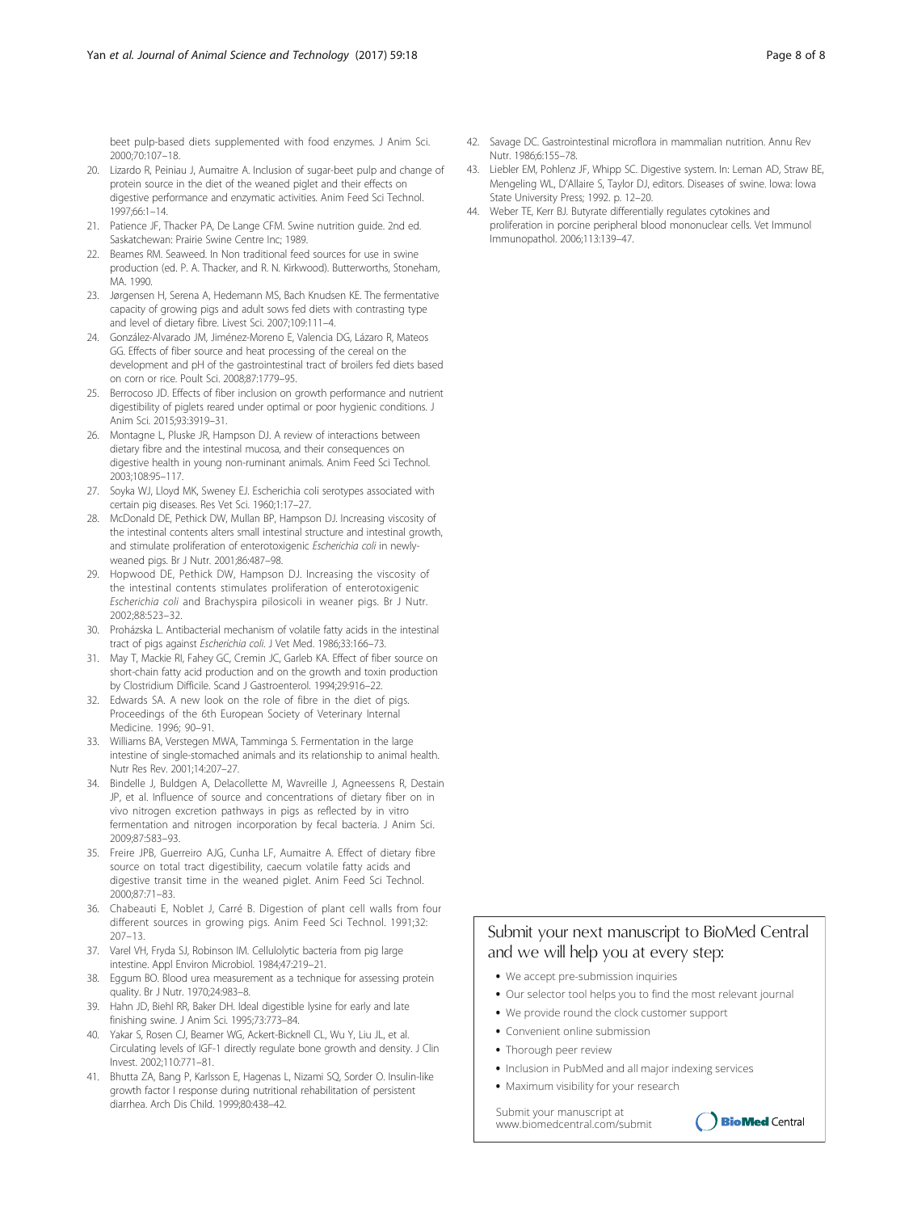beet pulp-based diets supplemented with food enzymes. J Anim Sci. 2000;70:107–18.

20. Lizardo R, Peiniau J, Aumaitre A. Inclusion of sugar-beet pulp and change of protein source in the diet of the weaned piglet and their effects on digestive performance and enzymatic activities. Anim Feed Sci Technol. 1997;66:1–14.
21. Patience JF, Thacker PA, De Lange CFM. Swine nutrition guide. 2nd ed. Saskatchewan: Prairie Swine Centre Inc; 1989.
22. Beames RM. Seaweed. In Non traditional feed sources for use in swine production (ed. P. A. Thacker, and R. N. Kirkwood). Butterworths, Stoneham, MA. 1990.
23. Jørgensen H, Serena A, Hedemann MS, Bach Knudsen KE. The fermentative capacity of growing pigs and adult sows fed diets with contrasting type and level of dietary fibre. Livest Sci. 2007;109:111–4.
24. González-Alvarado JM, Jiménez-Moreno E, Valencia DG, Lázaro R, Mateos GG. Effects of fiber source and heat processing of the cereal on the development and pH of the gastrointestinal tract of broilers fed diets based on corn or rice. Poult Sci. 2008;87:1779–95.
25. Berrocoso JD. Effects of fiber inclusion on growth performance and nutrient digestibility of piglets reared under optimal or poor hygienic conditions. J Anim Sci. 2015;93:3919–31.
26. Montagne L, Pluske JR, Hampson DJ. A review of interactions between dietary fibre and the intestinal mucosa, and their consequences on digestive health in young non-ruminant animals. Anim Feed Sci Technol. 2003;108:95–117.
27. Soyka WJ, Lloyd MK, Sweney EJ. Escherichia coli serotypes associated with certain pig diseases. Res Vet Sci. 1960;1:17–27.
28. McDonald DE, Pethick DW, Mullan BP, Hampson DJ. Increasing viscosity of the intestinal contents alters small intestinal structure and intestinal growth, and stimulate proliferation of enterotoxigenic *Escherichia coli* in newly-weaned pigs. Br J Nutr. 2001;86:487–98.
29. Hopwood DE, Pethick DW, Hampson DJ. Increasing the viscosity of the intestinal contents stimulates proliferation of enterotoxigenic *Escherichia coli* and Brachyspira pilosicoli in weaner pigs. Br J Nutr. 2002;88:523–32.
30. Prohászka L. Antibacterial mechanism of volatile fatty acids in the intestinal tract of pigs against *Escherichia coli*. J Vet Med. 1986;33:166–73.
31. May T, Mackie RI, Fahey GC, Cremin JC, Garleb KA. Effect of fiber source on short-chain fatty acid production and on the growth and toxin production by Clostridium Difficile. Scand J Gastroenterol. 1994;29:916–22.
32. Edwards SA. A new look on the role of fibre in the diet of pigs. Proceedings of the 6th European Society of Veterinary Internal Medicine. 1996; 90–91.
33. Williams BA, Verstegen MWA, Tamminga S. Fermentation in the large intestine of single-stomached animals and its relationship to animal health. Nutr Res Rev. 2001;14:207–27.
34. Bindelle J, Buldgen A, Delacollette M, Wavreille J, Agneessens R, Destain JP, et al. Influence of source and concentrations of dietary fiber on in vivo nitrogen excretion pathways in pigs as reflected by in vitro fermentation and nitrogen incorporation by fecal bacteria. J Anim Sci. 2009;87:583–93.
35. Freire JPB, Guerreiro AJG, Cunha LF, Aumaitre A. Effect of dietary fibre source on total tract digestibility, caecum volatile fatty acids and digestive transit time in the weaned piglet. Anim Feed Sci Technol. 2000;87:71–83.
36. Chabeauti E, Noblet J, Carré B. Digestion of plant cell walls from four different sources in growing pigs. Anim Feed Sci Technol. 1991;32: 207–13.
37. Varel VH, Fryda SJ, Robinson IM. Cellulolytic bacteria from pig large intestine. Appl Environ Microbiol. 1984;47:219–21.
38. Eggum BO. Blood urea measurement as a technique for assessing protein quality. Br J Nutr. 1970;24:983–8.
39. Hahn JD, Biehl RR, Baker DH. Ideal digestible lysine for early and late finishing swine. J Anim Sci. 1995;73:773–84.
40. Yakar S, Rosen CJ, Beamer WG, Ackert-Bicknell CL, Wu Y, Liu JL, et al. Circulating levels of IGF-1 directly regulate bone growth and density. J Clin Invest. 2002;110:771–81.
41. Bhutta ZA, Bang P, Karlsson E, Hagenas L, Nizami SQ, Sorder O. Insulin-like growth factor I response during nutritional rehabilitation of persistent diarrhea. Arch Dis Child. 1999;80:438–42.
42. Savage DC. Gastrointestinal microflora in mammalian nutrition. Annu Rev Nutr. 1986;6:155–78.
43. Liebler EM, Pohlenz JF, Whipp SC. Digestive system. In: Leman AD, Straw BE, Mengeling WL, D'Allaire S, Taylor DJ, editors. Diseases of swine. Iowa: Iowa State University Press; 1992. p. 12–20.
44. Weber TE, Kerr BJ. Butyrate differentially regulates cytokines and proliferation in porcine peripheral blood mononuclear cells. Vet Immunol Immunopathol. 2006;113:139–47.

Submit your next manuscript to BioMed Central and we will help you at every step:

- We accept pre-submission inquiries
- Our selector tool helps you to find the most relevant journal
- We provide round the clock customer support
- Convenient online submission
- Thorough peer review
- Inclusion in PubMed and all major indexing services
- Maximum visibility for your research

Submit your manuscript at www.biomedcentral.com/submit

BioMed Central